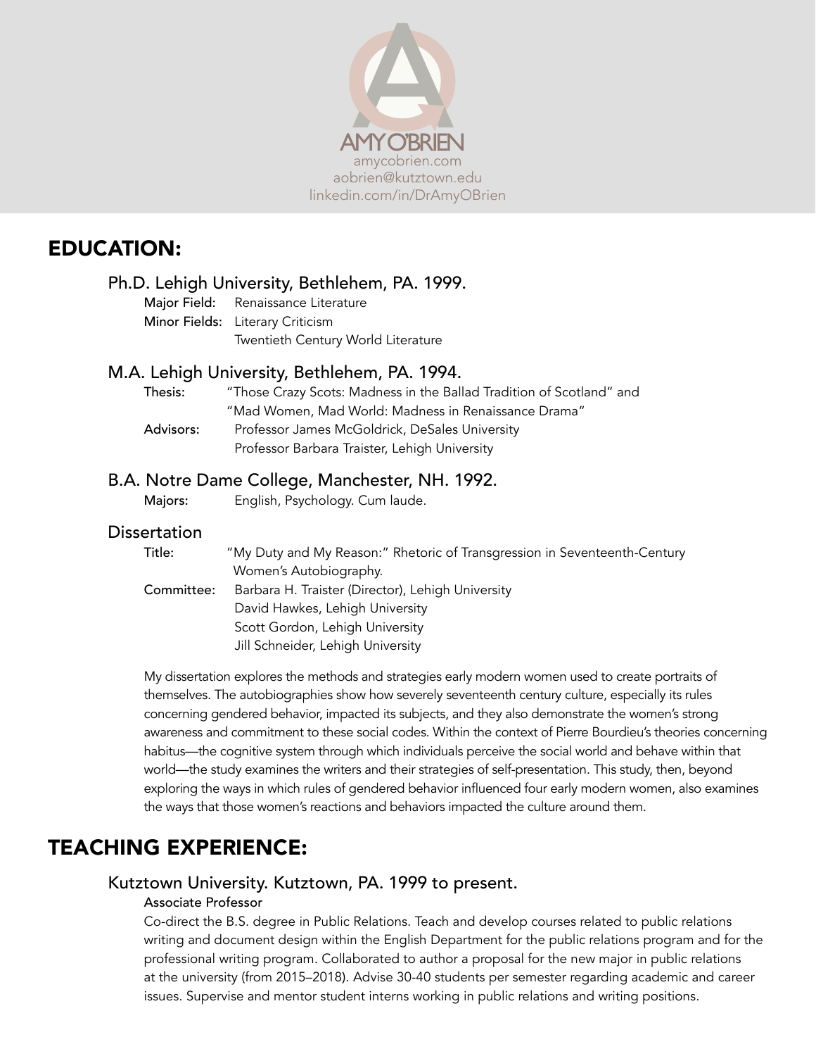# AMY O'BRIEN

amycobrien.com
aobrien@kutztown.edu
linkedin.com/in/DrAmyOBrien

## EDUCATION:

### Ph.D. Lehigh University, Bethlehem, PA. 1999.

**Major Field:** Renaissance Literature
**Minor Fields:** Literary Criticism
Twentieth Century World Literature

### M.A. Lehigh University, Bethlehem, PA. 1994.

**Thesis:** "Those Crazy Scots: Madness in the Ballad Tradition of Scotland" and "Mad Women, Mad World: Madness in Renaissance Drama"
**Advisors:** Professor James McGoldrick, DeSales University
Professor Barbara Traister, Lehigh University

### B.A. Notre Dame College, Manchester, NH. 1992.

**Majors:** English, Psychology. Cum laude.

### Dissertation

**Title:** "My Duty and My Reason:" Rhetoric of Transgression in Seventeenth-Century Women's Autobiography.
**Committee:** Barbara H. Traister (Director), Lehigh University
David Hawkes, Lehigh University
Scott Gordon, Lehigh University
Jill Schneider, Lehigh University

My dissertation explores the methods and strategies early modern women used to create portraits of themselves. The autobiographies show how severely seventeenth century culture, especially its rules concerning gendered behavior, impacted its subjects, and they also demonstrate the women's strong awareness and commitment to these social codes. Within the context of Pierre Bourdieu's theories concerning habitus—the cognitive system through which individuals perceive the social world and behave within that world—the study examines the writers and their strategies of self-presentation. This study, then, beyond exploring the ways in which rules of gendered behavior influenced four early modern women, also examines the ways that those women's reactions and behaviors impacted the culture around them.

## TEACHING EXPERIENCE:

### Kutztown University. Kutztown, PA. 1999 to present.

**Associate Professor**

Co-direct the B.S. degree in Public Relations. Teach and develop courses related to public relations writing and document design within the English Department for the public relations program and for the professional writing program. Collaborated to author a proposal for the new major in public relations at the university (from 2015–2018). Advise 30-40 students per semester regarding academic and career issues. Supervise and mentor student interns working in public relations and writing positions.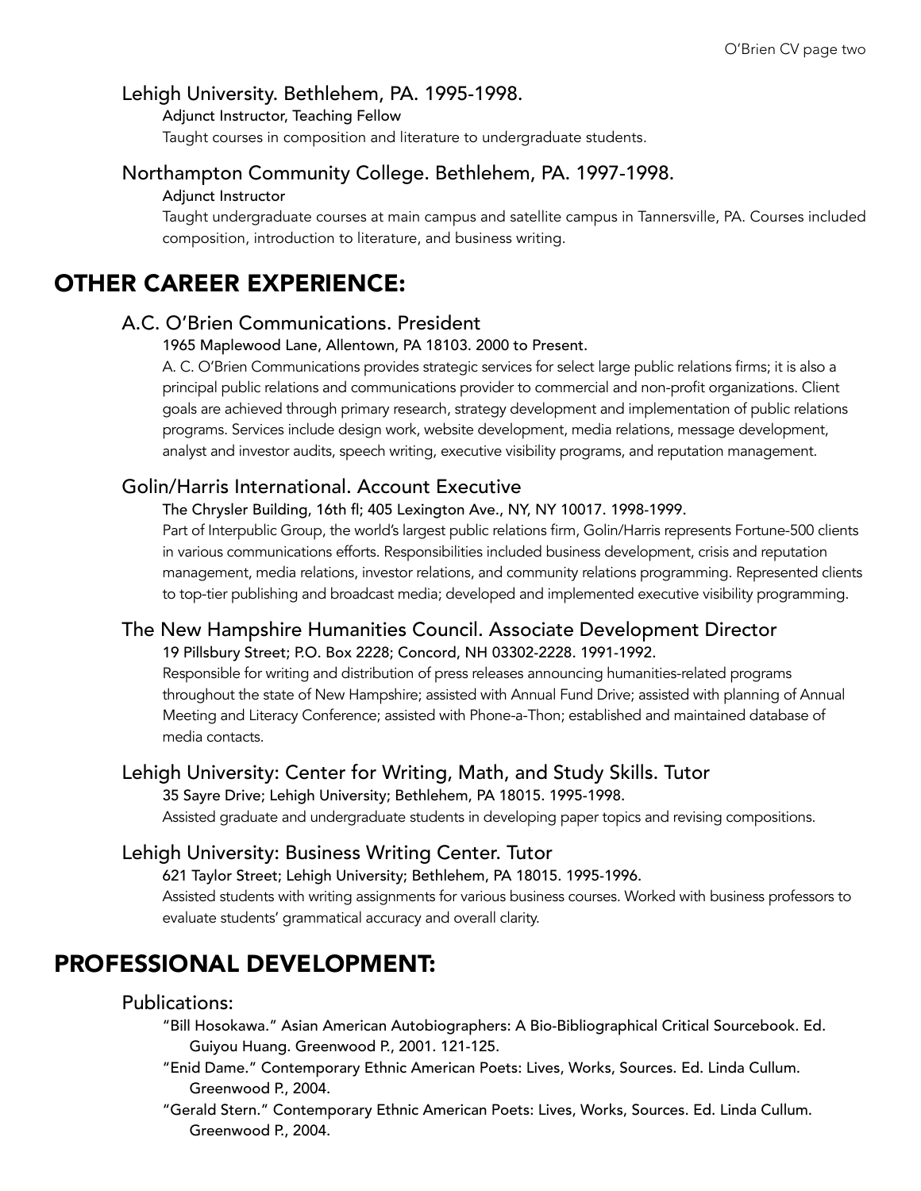### Lehigh University. Bethlehem, PA. 1995-1998.

Adjunct Instructor, Teaching Fellow

Taught courses in composition and literature to undergraduate students.

### Northampton Community College. Bethlehem, PA. 1997-1998.

Adjunct Instructor

Taught undergraduate courses at main campus and satellite campus in Tannersville, PA. Courses included composition, introduction to literature, and business writing.

## OTHER CAREER EXPERIENCE:

### A.C. O'Brien Communications. President

1965 Maplewood Lane, Allentown, PA 18103. 2000 to Present.

A. C. O'Brien Communications provides strategic services for select large public relations firms; it is also a principal public relations and communications provider to commercial and non-profit organizations. Client goals are achieved through primary research, strategy development and implementation of public relations programs. Services include design work, website development, media relations, message development, analyst and investor audits, speech writing, executive visibility programs, and reputation management.

### Golin/Harris International. Account Executive

The Chrysler Building, 16th fl; 405 Lexington Ave., NY, NY 10017. 1998-1999.

Part of Interpublic Group, the world's largest public relations firm, Golin/Harris represents Fortune-500 clients in various communications efforts. Responsibilities included business development, crisis and reputation management, media relations, investor relations, and community relations programming. Represented clients to top-tier publishing and broadcast media; developed and implemented executive visibility programming.

### The New Hampshire Humanities Council. Associate Development Director

19 Pillsbury Street; P.O. Box 2228; Concord, NH 03302-2228. 1991-1992.

Responsible for writing and distribution of press releases announcing humanities-related programs throughout the state of New Hampshire; assisted with Annual Fund Drive; assisted with planning of Annual Meeting and Literacy Conference; assisted with Phone-a-Thon; established and maintained database of media contacts.

### Lehigh University: Center for Writing, Math, and Study Skills. Tutor

35 Sayre Drive; Lehigh University; Bethlehem, PA 18015. 1995-1998.

Assisted graduate and undergraduate students in developing paper topics and revising compositions.

### Lehigh University: Business Writing Center. Tutor

621 Taylor Street; Lehigh University; Bethlehem, PA 18015. 1995-1996.

Assisted students with writing assignments for various business courses. Worked with business professors to evaluate students' grammatical accuracy and overall clarity.

## PROFESSIONAL DEVELOPMENT:

### Publications:

"Bill Hosokawa." Asian American Autobiographers: A Bio-Bibliographical Critical Sourcebook. Ed. Guiyou Huang. Greenwood P., 2001. 121-125.

"Enid Dame." Contemporary Ethnic American Poets: Lives, Works, Sources. Ed. Linda Cullum. Greenwood P., 2004.

"Gerald Stern." Contemporary Ethnic American Poets: Lives, Works, Sources. Ed. Linda Cullum. Greenwood P., 2004.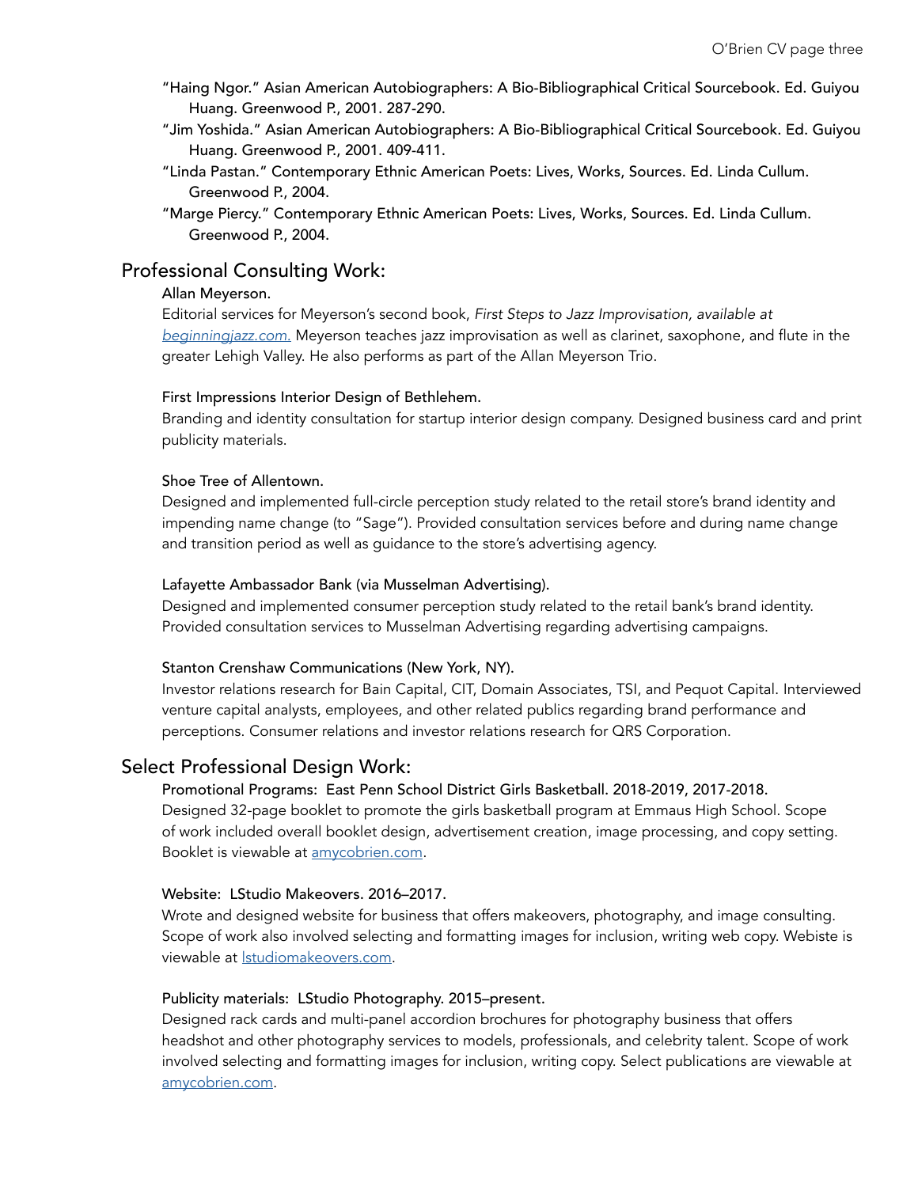"Haing Ngor." Asian American Autobiographers: A Bio-Bibliographical Critical Sourcebook. Ed. Guiyou Huang. Greenwood P., 2001. 287-290.

"Jim Yoshida." Asian American Autobiographers: A Bio-Bibliographical Critical Sourcebook. Ed. Guiyou Huang. Greenwood P., 2001. 409-411.

"Linda Pastan." Contemporary Ethnic American Poets: Lives, Works, Sources. Ed. Linda Cullum. Greenwood P., 2004.

"Marge Piercy." Contemporary Ethnic American Poets: Lives, Works, Sources. Ed. Linda Cullum. Greenwood P., 2004.

## Professional Consulting Work:

Allan Meyerson.
Editorial services for Meyerson's second book, *First Steps to Jazz Improvisation, available at beginningjazz.com.* Meyerson teaches jazz improvisation as well as clarinet, saxophone, and flute in the greater Lehigh Valley. He also performs as part of the Allan Meyerson Trio.

First Impressions Interior Design of Bethlehem.
Branding and identity consultation for startup interior design company. Designed business card and print publicity materials.

Shoe Tree of Allentown.
Designed and implemented full-circle perception study related to the retail store's brand identity and impending name change (to "Sage"). Provided consultation services before and during name change and transition period as well as guidance to the store's advertising agency.

Lafayette Ambassador Bank (via Musselman Advertising).
Designed and implemented consumer perception study related to the retail bank's brand identity. Provided consultation services to Musselman Advertising regarding advertising campaigns.

Stanton Crenshaw Communications (New York, NY).
Investor relations research for Bain Capital, CIT, Domain Associates, TSI, and Pequot Capital. Interviewed venture capital analysts, employees, and other related publics regarding brand performance and perceptions. Consumer relations and investor relations research for QRS Corporation.

## Select Professional Design Work:

Promotional Programs: East Penn School District Girls Basketball. 2018-2019, 2017-2018.
Designed 32-page booklet to promote the girls basketball program at Emmaus High School. Scope of work included overall booklet design, advertisement creation, image processing, and copy setting. Booklet is viewable at amycobrien.com.

Website: LStudio Makeovers. 2016–2017.
Wrote and designed website for business that offers makeovers, photography, and image consulting. Scope of work also involved selecting and formatting images for inclusion, writing web copy. Webiste is viewable at lstudiomakeovers.com.

Publicity materials: LStudio Photography. 2015–present.
Designed rack cards and multi-panel accordion brochures for photography business that offers headshot and other photography services to models, professionals, and celebrity talent. Scope of work involved selecting and formatting images for inclusion, writing copy. Select publications are viewable at amycobrien.com.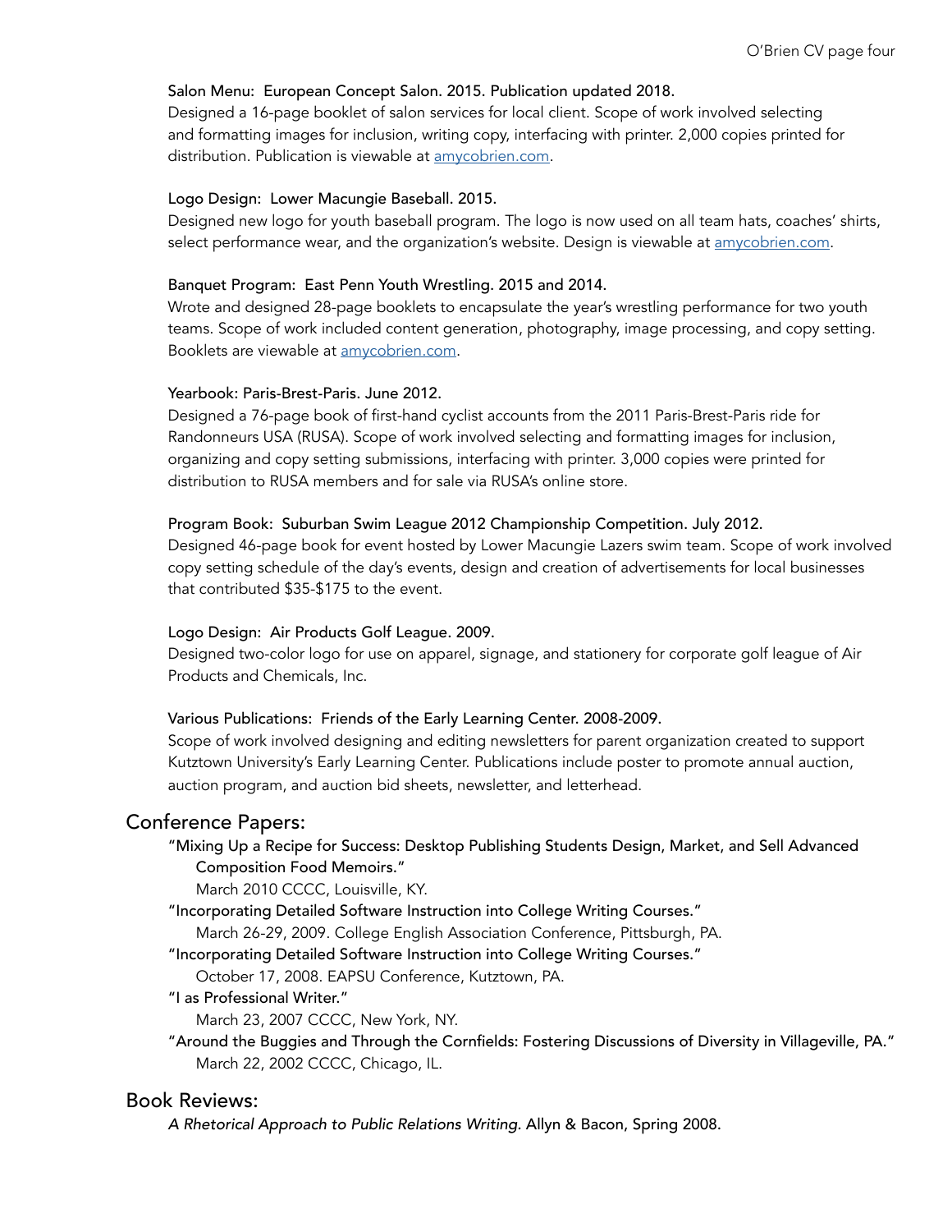Salon Menu: European Concept Salon. 2015. Publication updated 2018.
Designed a 16-page booklet of salon services for local client. Scope of work involved selecting and formatting images for inclusion, writing copy, interfacing with printer. 2,000 copies printed for distribution. Publication is viewable at [amycobrien.com](amycobrien.com).

Logo Design: Lower Macungie Baseball. 2015.
Designed new logo for youth baseball program. The logo is now used on all team hats, coaches' shirts, select performance wear, and the organization's website. Design is viewable at [amycobrien.com](amycobrien.com).

Banquet Program: East Penn Youth Wrestling. 2015 and 2014.
Wrote and designed 28-page booklets to encapsulate the year's wrestling performance for two youth teams. Scope of work included content generation, photography, image processing, and copy setting. Booklets are viewable at [amycobrien.com](amycobrien.com).

Yearbook: Paris-Brest-Paris. June 2012.
Designed a 76-page book of first-hand cyclist accounts from the 2011 Paris-Brest-Paris ride for Randonneurs USA (RUSA). Scope of work involved selecting and formatting images for inclusion, organizing and copy setting submissions, interfacing with printer. 3,000 copies were printed for distribution to RUSA members and for sale via RUSA's online store.

Program Book: Suburban Swim League 2012 Championship Competition. July 2012.
Designed 46-page book for event hosted by Lower Macungie Lazers swim team. Scope of work involved copy setting schedule of the day's events, design and creation of advertisements for local businesses that contributed $35-$175 to the event.

Logo Design: Air Products Golf League. 2009.
Designed two-color logo for use on apparel, signage, and stationery for corporate golf league of Air Products and Chemicals, Inc.

Various Publications: Friends of the Early Learning Center. 2008-2009.
Scope of work involved designing and editing newsletters for parent organization created to support Kutztown University's Early Learning Center. Publications include poster to promote annual auction, auction program, and auction bid sheets, newsletter, and letterhead.

## Conference Papers:

"Mixing Up a Recipe for Success: Desktop Publishing Students Design, Market, and Sell Advanced Composition Food Memoirs."
March 2010 CCCC, Louisville, KY.

"Incorporating Detailed Software Instruction into College Writing Courses."
March 26-29, 2009. College English Association Conference, Pittsburgh, PA.

"Incorporating Detailed Software Instruction into College Writing Courses."
October 17, 2008. EAPSU Conference, Kutztown, PA.

"I as Professional Writer."
March 23, 2007 CCCC, New York, NY.

"Around the Buggies and Through the Cornfields: Fostering Discussions of Diversity in Villageville, PA."
March 22, 2002 CCCC, Chicago, IL.

## Book Reviews:

*A Rhetorical Approach to Public Relations Writing.* Allyn & Bacon, Spring 2008.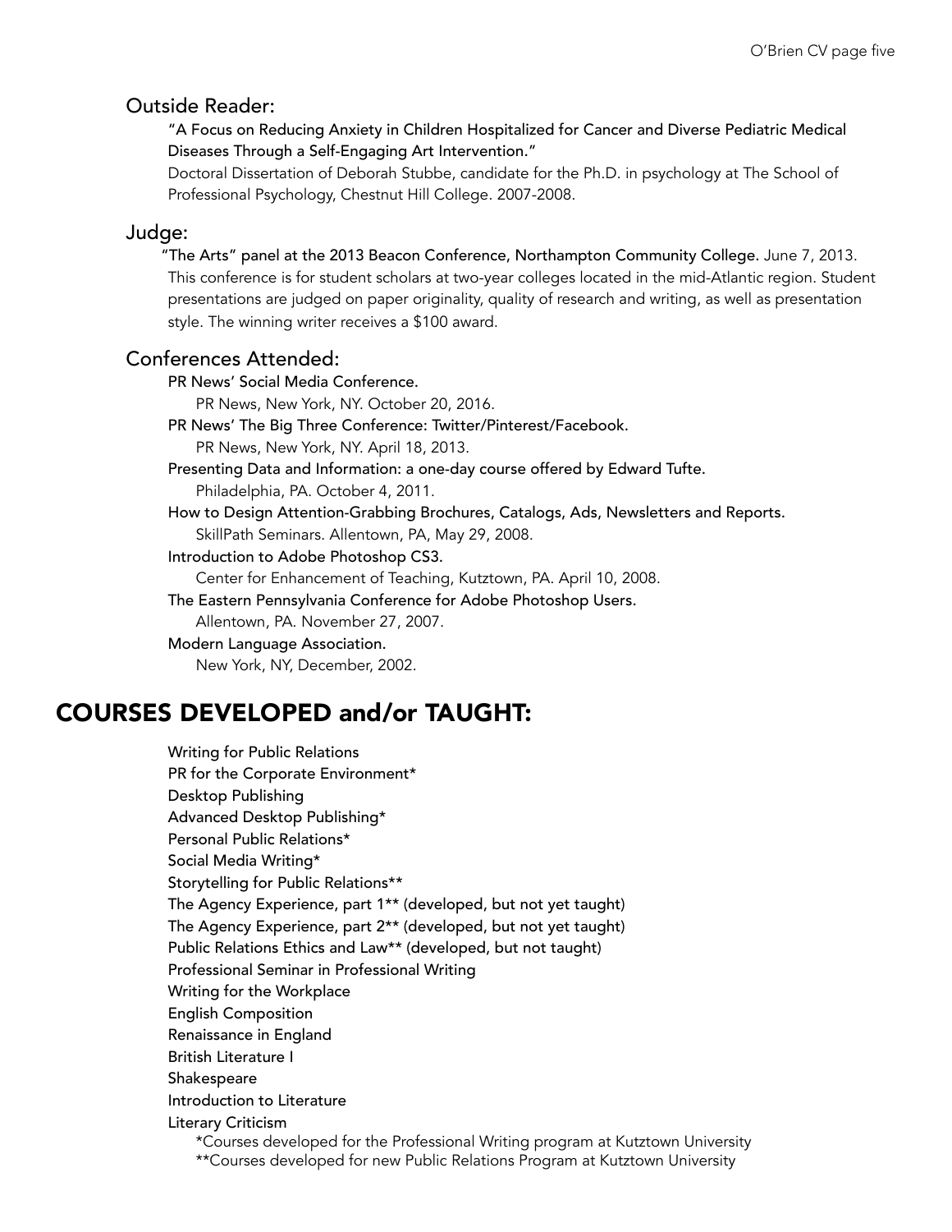### Outside Reader:

"A Focus on Reducing Anxiety in Children Hospitalized for Cancer and Diverse Pediatric Medical Diseases Through a Self-Engaging Art Intervention."
Doctoral Dissertation of Deborah Stubbe, candidate for the Ph.D. in psychology at The School of Professional Psychology, Chestnut Hill College. 2007-2008.

### Judge:

"The Arts" panel at the 2013 Beacon Conference, Northampton Community College. June 7, 2013. This conference is for student scholars at two-year colleges located in the mid-Atlantic region. Student presentations are judged on paper originality, quality of research and writing, as well as presentation style. The winning writer receives a $100 award.

### Conferences Attended:

PR News' Social Media Conference.
PR News, New York, NY. October 20, 2016.

PR News' The Big Three Conference: Twitter/Pinterest/Facebook.
PR News, New York, NY. April 18, 2013.

Presenting Data and Information: a one-day course offered by Edward Tufte.
Philadelphia, PA. October 4, 2011.

How to Design Attention-Grabbing Brochures, Catalogs, Ads, Newsletters and Reports.
SkillPath Seminars. Allentown, PA, May 29, 2008.

Introduction to Adobe Photoshop CS3.
Center for Enhancement of Teaching, Kutztown, PA. April 10, 2008.

The Eastern Pennsylvania Conference for Adobe Photoshop Users.
Allentown, PA. November 27, 2007.

Modern Language Association.
New York, NY, December, 2002.

## COURSES DEVELOPED and/or TAUGHT:

Writing for Public Relations
PR for the Corporate Environment*
Desktop Publishing
Advanced Desktop Publishing*
Personal Public Relations*
Social Media Writing*
Storytelling for Public Relations**
The Agency Experience, part 1** (developed, but not yet taught)
The Agency Experience, part 2** (developed, but not yet taught)
Public Relations Ethics and Law** (developed, but not taught)
Professional Seminar in Professional Writing
Writing for the Workplace
English Composition
Renaissance in England
British Literature I
Shakespeare
Introduction to Literature
Literary Criticism

*Courses developed for the Professional Writing program at Kutztown University
**Courses developed for new Public Relations Program at Kutztown University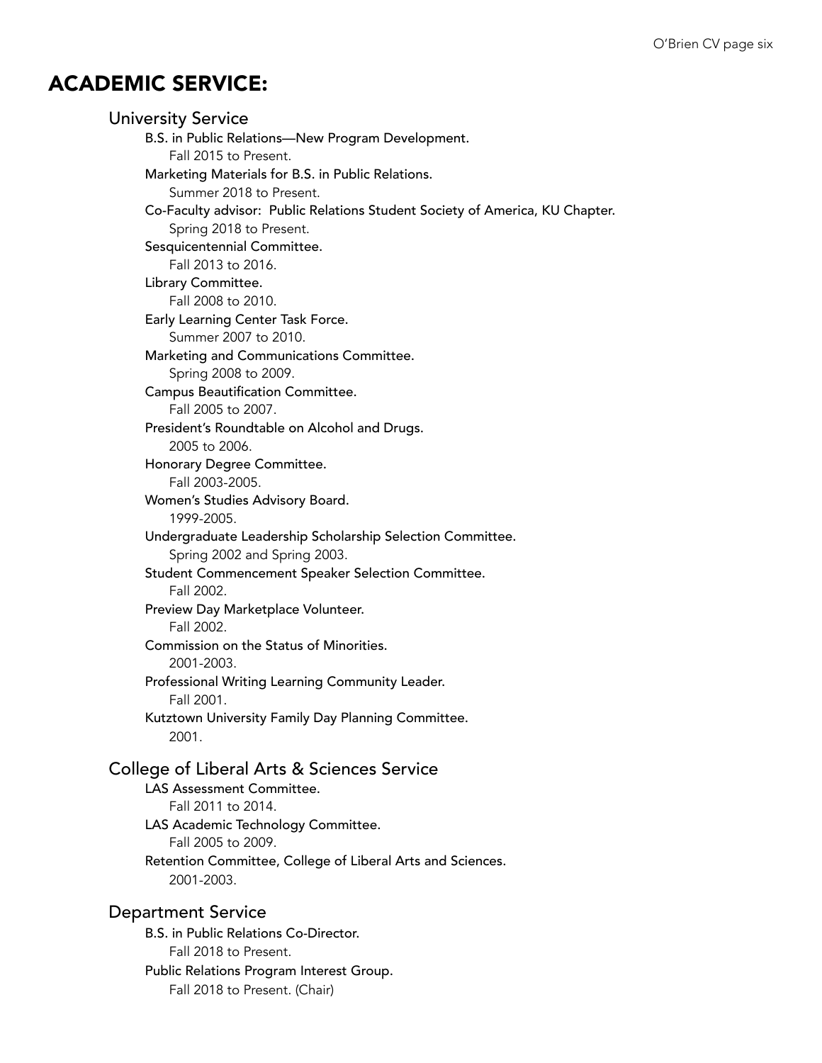# ACADEMIC SERVICE:

## University Service

B.S. in Public Relations—New Program Development.
Fall 2015 to Present.

Marketing Materials for B.S. in Public Relations.
Summer 2018 to Present.

Co-Faculty advisor: Public Relations Student Society of America, KU Chapter.
Spring 2018 to Present.

Sesquicentennial Committee.
Fall 2013 to 2016.

Library Committee.
Fall 2008 to 2010.

Early Learning Center Task Force.
Summer 2007 to 2010.

Marketing and Communications Committee.
Spring 2008 to 2009.

Campus Beautification Committee.
Fall 2005 to 2007.

President's Roundtable on Alcohol and Drugs.
2005 to 2006.

Honorary Degree Committee.
Fall 2003-2005.

Women's Studies Advisory Board.
1999-2005.

Undergraduate Leadership Scholarship Selection Committee.
Spring 2002 and Spring 2003.

Student Commencement Speaker Selection Committee.
Fall 2002.

Preview Day Marketplace Volunteer.
Fall 2002.

Commission on the Status of Minorities.
2001-2003.

Professional Writing Learning Community Leader.
Fall 2001.

Kutztown University Family Day Planning Committee.
2001.

## College of Liberal Arts & Sciences Service

LAS Assessment Committee.
Fall 2011 to 2014.

LAS Academic Technology Committee.
Fall 2005 to 2009.

Retention Committee, College of Liberal Arts and Sciences.
2001-2003.

## Department Service

B.S. in Public Relations Co-Director.
Fall 2018 to Present.

Public Relations Program Interest Group.
Fall 2018 to Present. (Chair)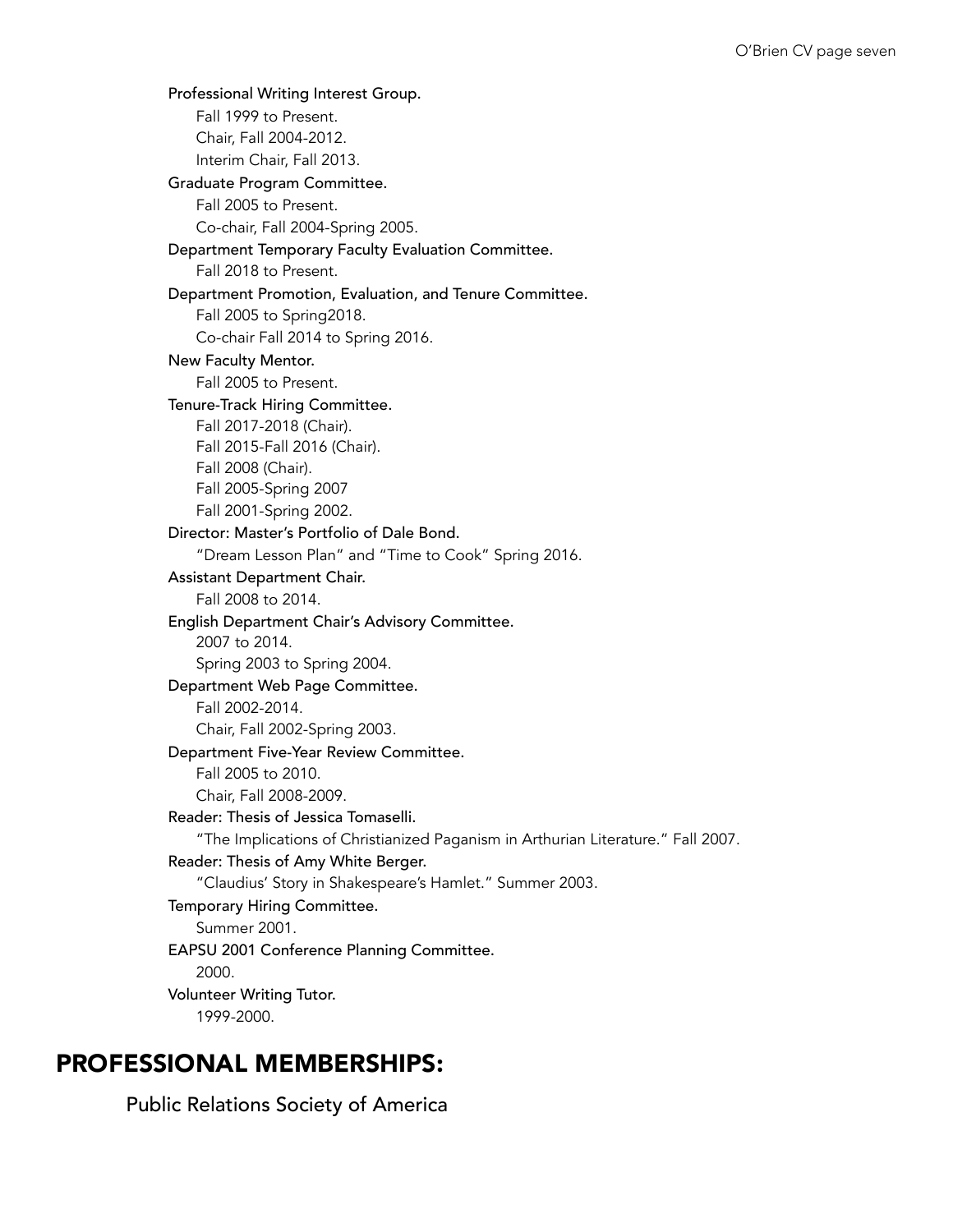Professional Writing Interest Group.

Fall 1999 to Present.

Chair, Fall 2004-2012.

Interim Chair, Fall 2013.

Graduate Program Committee.

Fall 2005 to Present.

Co-chair, Fall 2004-Spring 2005.

Department Temporary Faculty Evaluation Committee.

Fall 2018 to Present.

Department Promotion, Evaluation, and Tenure Committee.

Fall 2005 to Spring2018.

Co-chair Fall 2014 to Spring 2016.

New Faculty Mentor.

Fall 2005 to Present.

Tenure-Track Hiring Committee.

Fall 2017-2018 (Chair).

Fall 2015-Fall 2016 (Chair).

Fall 2008 (Chair).

Fall 2005-Spring 2007

Fall 2001-Spring 2002.

Director: Master's Portfolio of Dale Bond.

"Dream Lesson Plan" and "Time to Cook" Spring 2016.

Assistant Department Chair.

Fall 2008 to 2014.

English Department Chair's Advisory Committee.

2007 to 2014.

Spring 2003 to Spring 2004.

Department Web Page Committee.

Fall 2002-2014.

Chair, Fall 2002-Spring 2003.

Department Five-Year Review Committee.

Fall 2005 to 2010.

Chair, Fall 2008-2009.

Reader: Thesis of Jessica Tomaselli.

"The Implications of Christianized Paganism in Arthurian Literature." Fall 2007.

Reader: Thesis of Amy White Berger.

"Claudius' Story in Shakespeare's Hamlet." Summer 2003.

Temporary Hiring Committee.

Summer 2001.

EAPSU 2001 Conference Planning Committee.

2000.

Volunteer Writing Tutor.

1999-2000.

## PROFESSIONAL MEMBERSHIPS:

Public Relations Society of America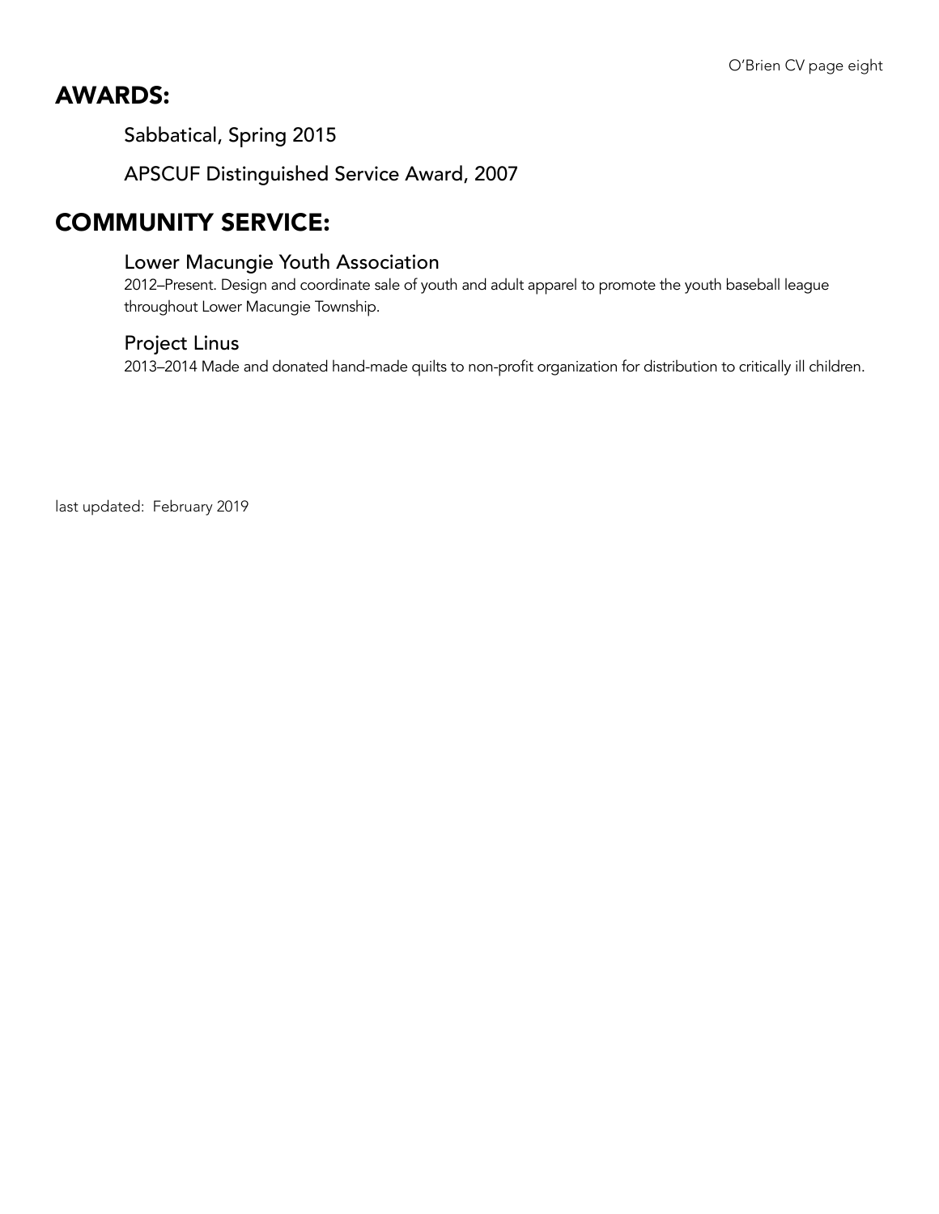## AWARDS:

Sabbatical, Spring 2015

APSCUF Distinguished Service Award, 2007

## COMMUNITY SERVICE:

### Lower Macungie Youth Association

2012–Present. Design and coordinate sale of youth and adult apparel to promote the youth baseball league throughout Lower Macungie Township.

### Project Linus

2013–2014 Made and donated hand-made quilts to non-profit organization for distribution to critically ill children.

last updated: February 2019